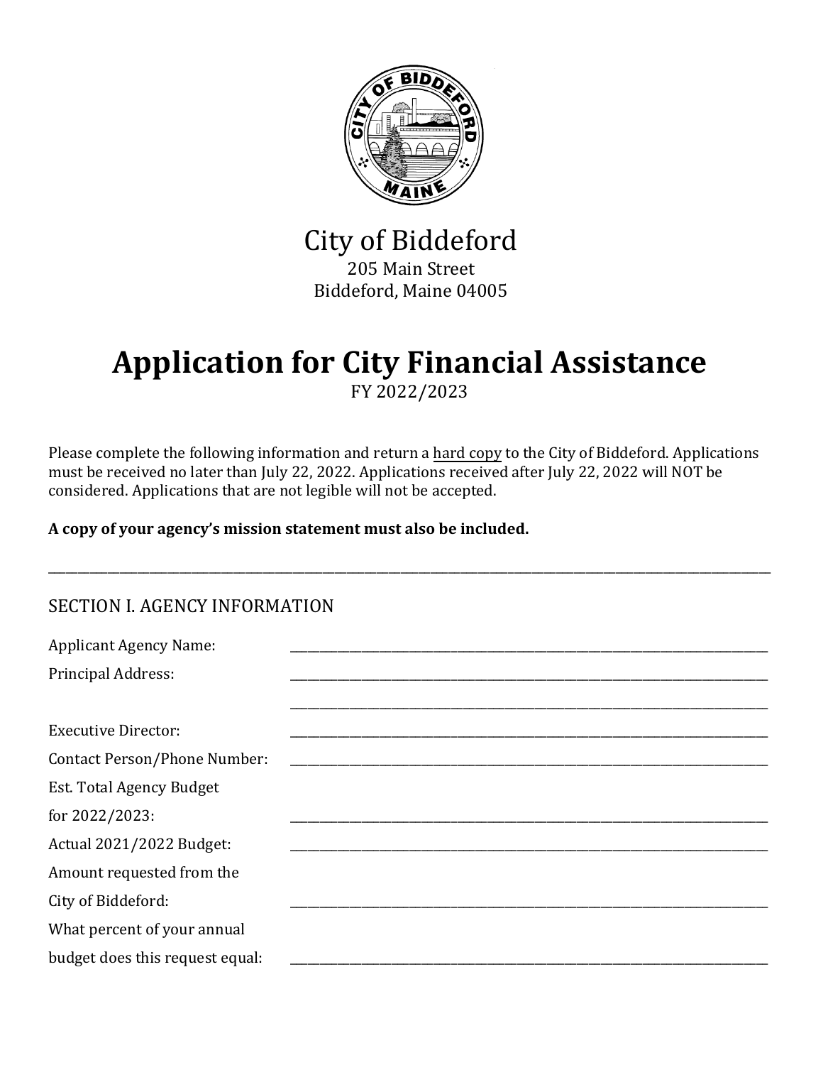# City of Biddeford

205 Main Street
Biddeford, Maine 04005

# Application for City Financial Assistance

FY 2022/2023

Please complete the following information and return a hard copy to the City of Biddeford. Applications must be received no later than July 22, 2022. Applications received after July 22, 2022 will NOT be considered. Applications that are not legible will not be accepted.

**A copy of your agency's mission statement must also be included.**

---

## SECTION I. AGENCY INFORMATION

Applicant Agency Name: ______________________________

Principal Address: ______________________________

______________________________

Executive Director: ______________________________

Contact Person/Phone Number: ______________________________

Est. Total Agency Budget for 2022/2023: ______________________________

Actual 2021/2022 Budget: ______________________________

Amount requested from the City of Biddeford: ______________________________

What percent of your annual budget does this request equal: ______________________________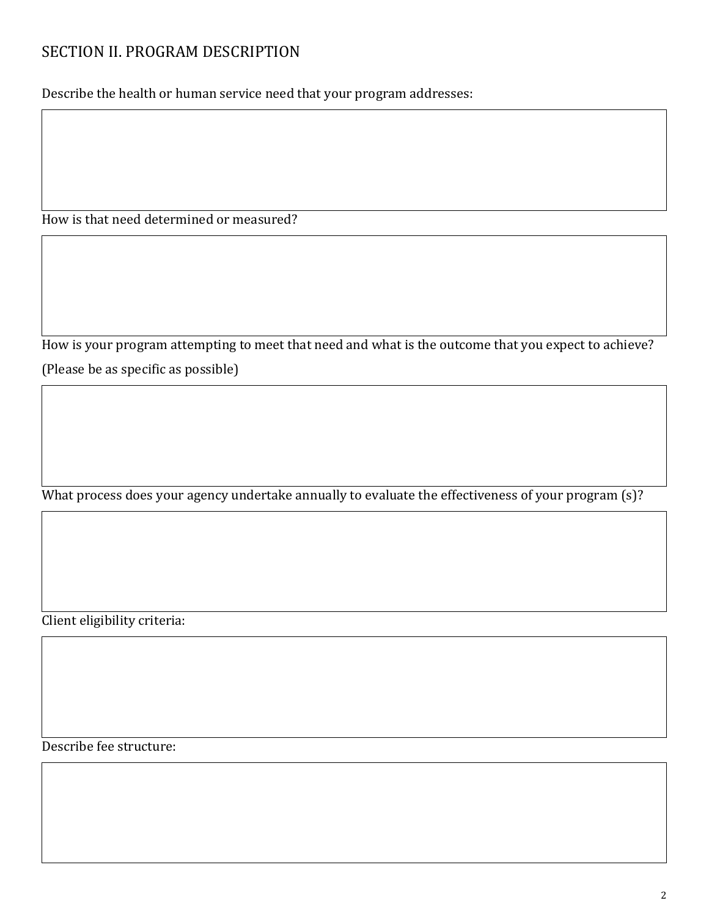## SECTION II. PROGRAM DESCRIPTION

Describe the health or human service need that your program addresses:

How is that need determined or measured?

How is your program attempting to meet that need and what is the outcome that you expect to achieve? (Please be as specific as possible)

What process does your agency undertake annually to evaluate the effectiveness of your program (s)?

Client eligibility criteria:

Describe fee structure: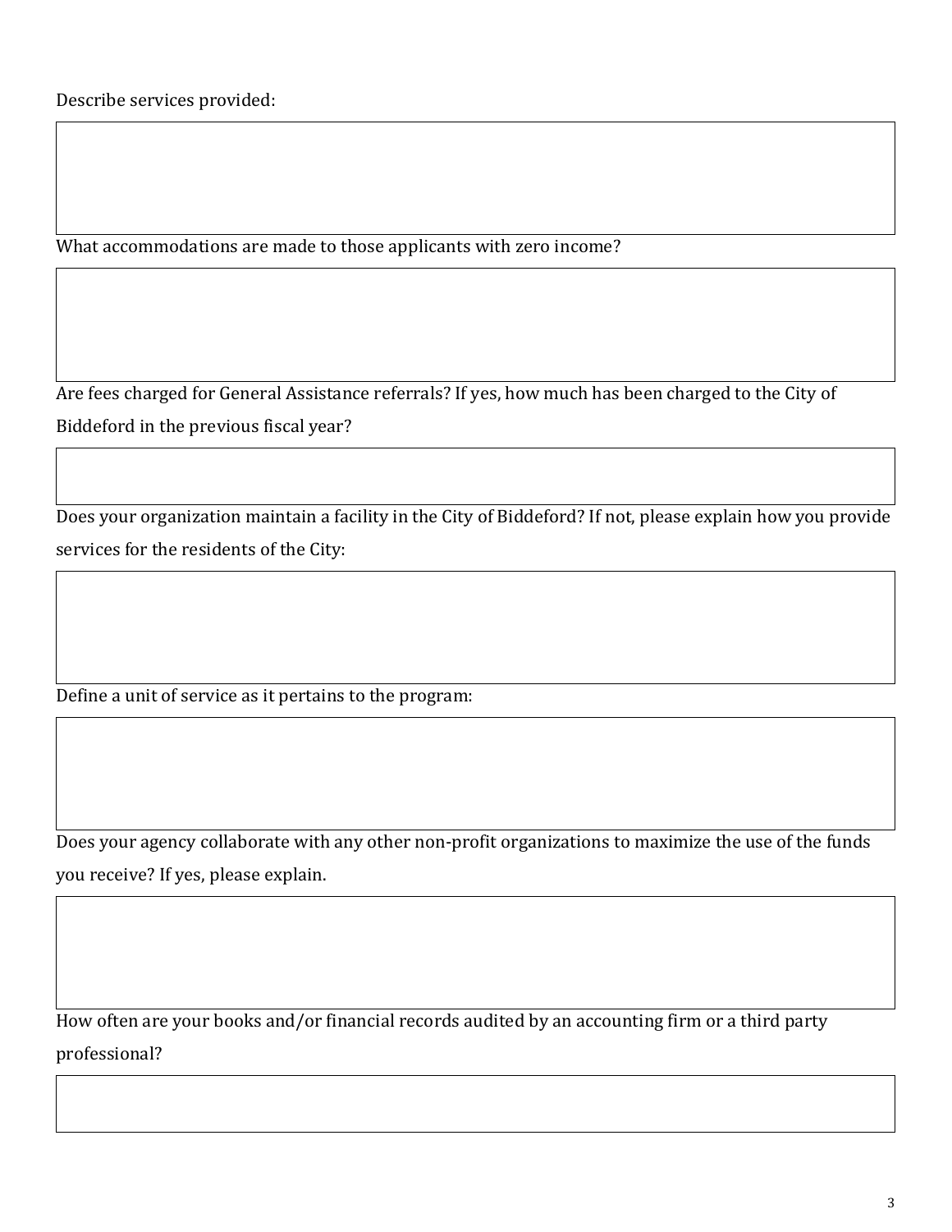Describe services provided:

What accommodations are made to those applicants with zero income?

Are fees charged for General Assistance referrals? If yes, how much has been charged to the City of Biddeford in the previous fiscal year?

Does your organization maintain a facility in the City of Biddeford? If not, please explain how you provide services for the residents of the City:

Define a unit of service as it pertains to the program:

Does your agency collaborate with any other non-profit organizations to maximize the use of the funds you receive? If yes, please explain.

How often are your books and/or financial records audited by an accounting firm or a third party professional?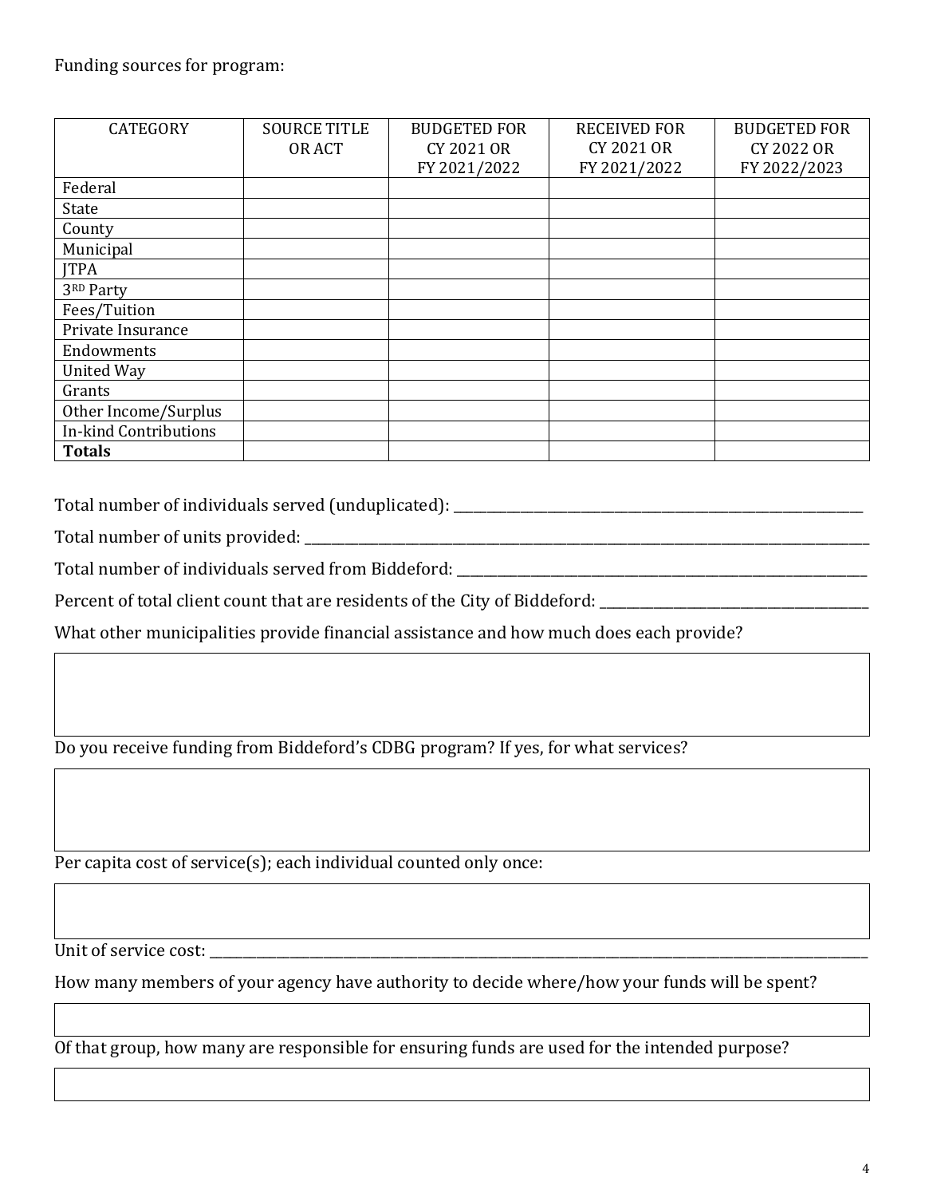Funding sources for program:

| CATEGORY | SOURCE TITLE OR ACT | BUDGETED FOR CY 2021 OR FY 2021/2022 | RECEIVED FOR CY 2021 OR FY 2021/2022 | BUDGETED FOR CY 2022 OR FY 2022/2023 |
|---|---|---|---|---|
| Federal | | | | |
| State | | | | |
| County | | | | |
| Municipal | | | | |
| JTPA | | | | |
| 3RD Party | | | | |
| Fees/Tuition | | | | |
| Private Insurance | | | | |
| Endowments | | | | |
| United Way | | | | |
| Grants | | | | |
| Other Income/Surplus | | | | |
| In-kind Contributions | | | | |
| **Totals** | | | | |

Total number of individuals served (unduplicated): ____________________

Total number of units provided: ____________________

Total number of individuals served from Biddeford: ____________________

Percent of total client count that are residents of the City of Biddeford: ____________________

What other municipalities provide financial assistance and how much does each provide?

Do you receive funding from Biddeford's CDBG program? If yes, for what services?

Per capita cost of service(s); each individual counted only once:

Unit of service cost: ____________________

How many members of your agency have authority to decide where/how your funds will be spent?

Of that group, how many are responsible for ensuring funds are used for the intended purpose?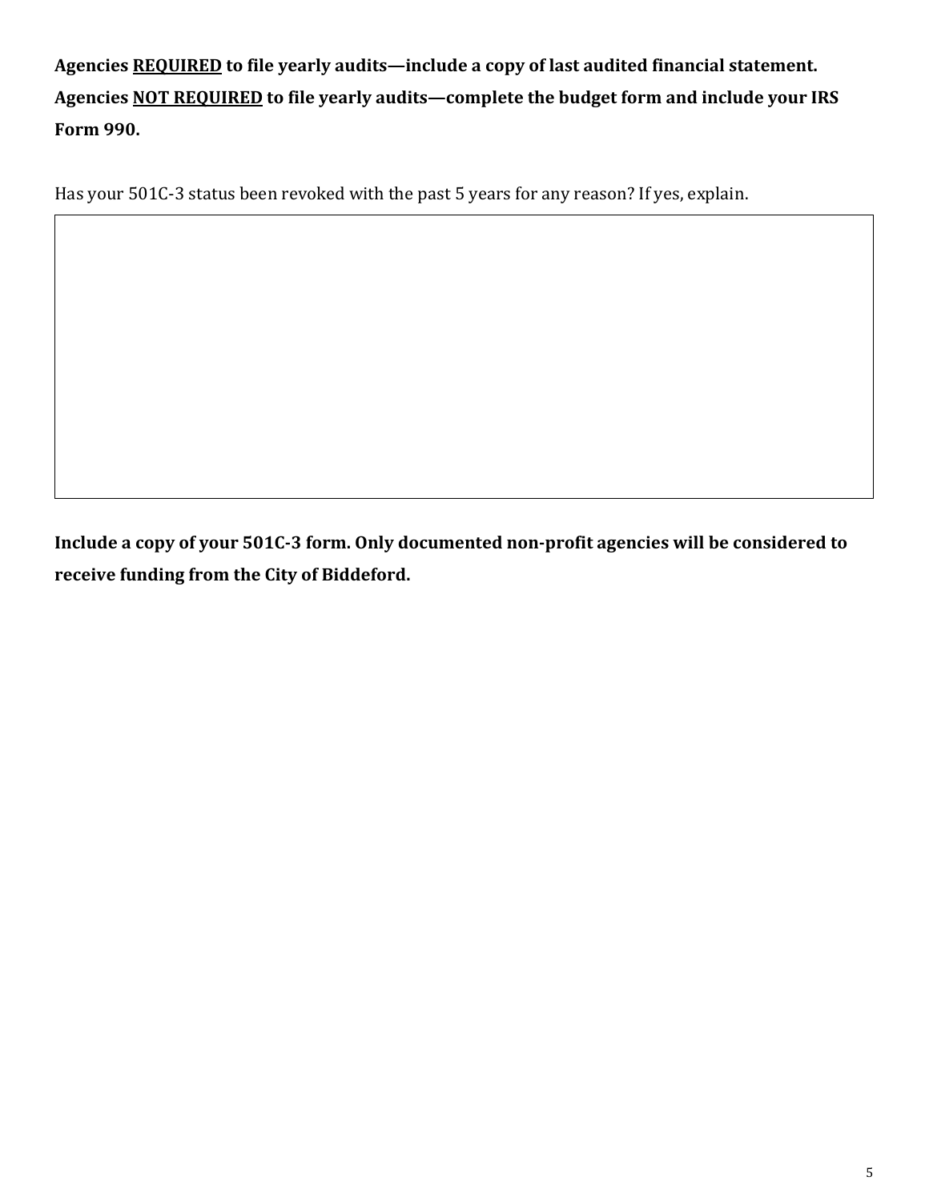**Agencies <u>REQUIRED</u> to file yearly audits—include a copy of last audited financial statement.**
**Agencies <u>NOT REQUIRED</u> to file yearly audits—complete the budget form and include your IRS Form 990.**

Has your 501C-3 status been revoked with the past 5 years for any reason? If yes, explain.

| |
|---|
| |

**Include a copy of your 501C-3 form. Only documented non-profit agencies will be considered to receive funding from the City of Biddeford.**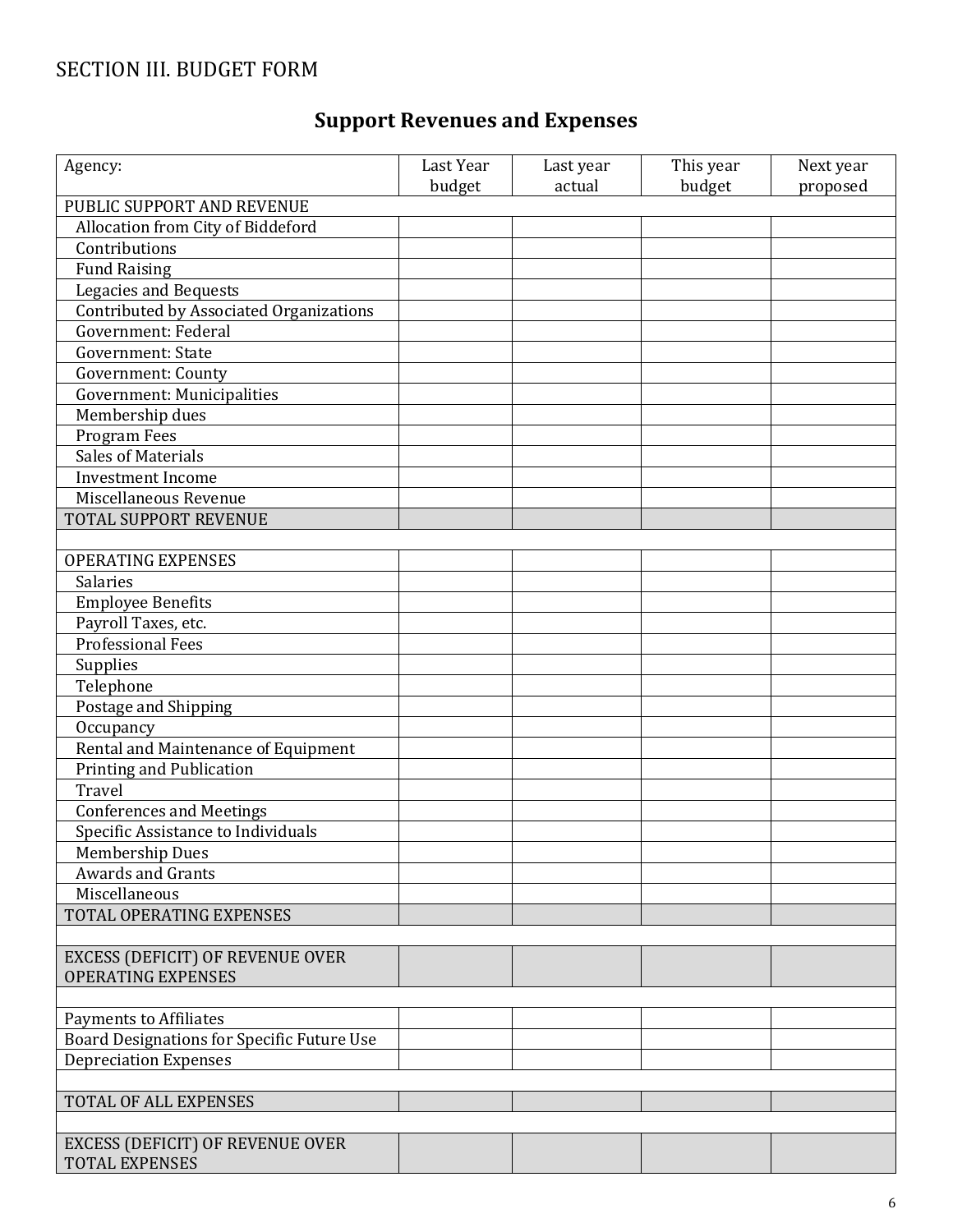SECTION III. BUDGET FORM

## Support Revenues and Expenses

| Agency: | Last Year budget | Last year actual | This year budget | Next year proposed |
|---|---|---|---|---|
| PUBLIC SUPPORT AND REVENUE | | | | |
| Allocation from City of Biddeford | | | | |
| Contributions | | | | |
| Fund Raising | | | | |
| Legacies and Bequests | | | | |
| Contributed by Associated Organizations | | | | |
| Government: Federal | | | | |
| Government: State | | | | |
| Government: County | | | | |
| Government: Municipalities | | | | |
| Membership dues | | | | |
| Program Fees | | | | |
| Sales of Materials | | | | |
| Investment Income | | | | |
| Miscellaneous Revenue | | | | |
| TOTAL SUPPORT REVENUE | | | | |
| | | | | |
| OPERATING EXPENSES | | | | |
| Salaries | | | | |
| Employee Benefits | | | | |
| Payroll Taxes, etc. | | | | |
| Professional Fees | | | | |
| Supplies | | | | |
| Telephone | | | | |
| Postage and Shipping | | | | |
| Occupancy | | | | |
| Rental and Maintenance of Equipment | | | | |
| Printing and Publication | | | | |
| Travel | | | | |
| Conferences and Meetings | | | | |
| Specific Assistance to Individuals | | | | |
| Membership Dues | | | | |
| Awards and Grants | | | | |
| Miscellaneous | | | | |
| TOTAL OPERATING EXPENSES | | | | |
| | | | | |
| EXCESS (DEFICIT) OF REVENUE OVER OPERATING EXPENSES | | | | |
| | | | | |
| Payments to Affiliates | | | | |
| Board Designations for Specific Future Use | | | | |
| Depreciation Expenses | | | | |
| | | | | |
| TOTAL OF ALL EXPENSES | | | | |
| | | | | |
| EXCESS (DEFICIT) OF REVENUE OVER TOTAL EXPENSES | | | | |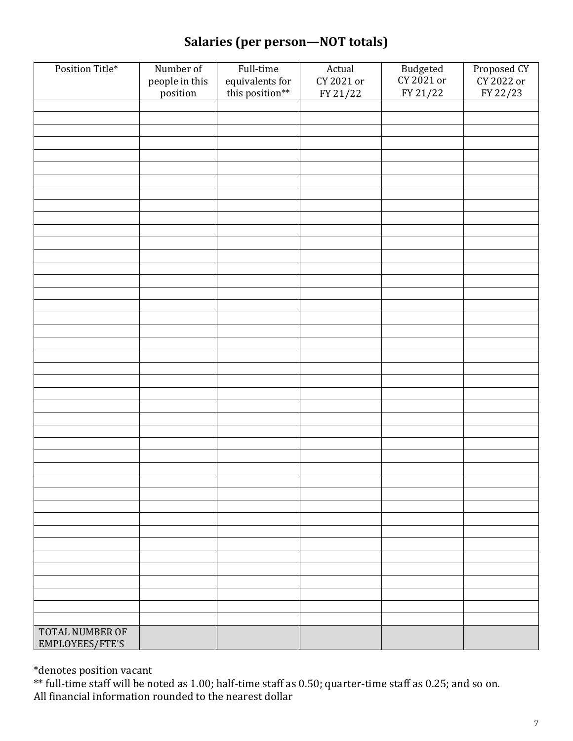## Salaries (per person—NOT totals)

| Position Title* | Number of people in this position | Full-time equivalents for this position** | Actual CY 2021 or FY 21/22 | Budgeted CY 2021 or FY 21/22 | Proposed CY CY 2022 or FY 22/23 |
|---|---|---|---|---|---|
| | | | | | |
| | | | | | |
| | | | | | |
| | | | | | |
| | | | | | |
| | | | | | |
| | | | | | |
| | | | | | |
| | | | | | |
| | | | | | |
| | | | | | |
| | | | | | |
| | | | | | |
| | | | | | |
| | | | | | |
| | | | | | |
| | | | | | |
| | | | | | |
| | | | | | |
| | | | | | |
| | | | | | |
| | | | | | |
| | | | | | |
| | | | | | |
| | | | | | |
| | | | | | |
| | | | | | |
| | | | | | |
| | | | | | |
| | | | | | |
| | | | | | |
| | | | | | |
| | | | | | |
| | | | | | |
| | | | | | |
| | | | | | |
| | | | | | |
| | | | | | |
| | | | | | |
| | | | | | |
| | | | | | |
| | | | | | |
| TOTAL NUMBER OF EMPLOYEES/FTE'S | | | | | |

*denotes position vacant

** full-time staff will be noted as 1.00; half-time staff as 0.50; quarter-time staff as 0.25; and so on.

All financial information rounded to the nearest dollar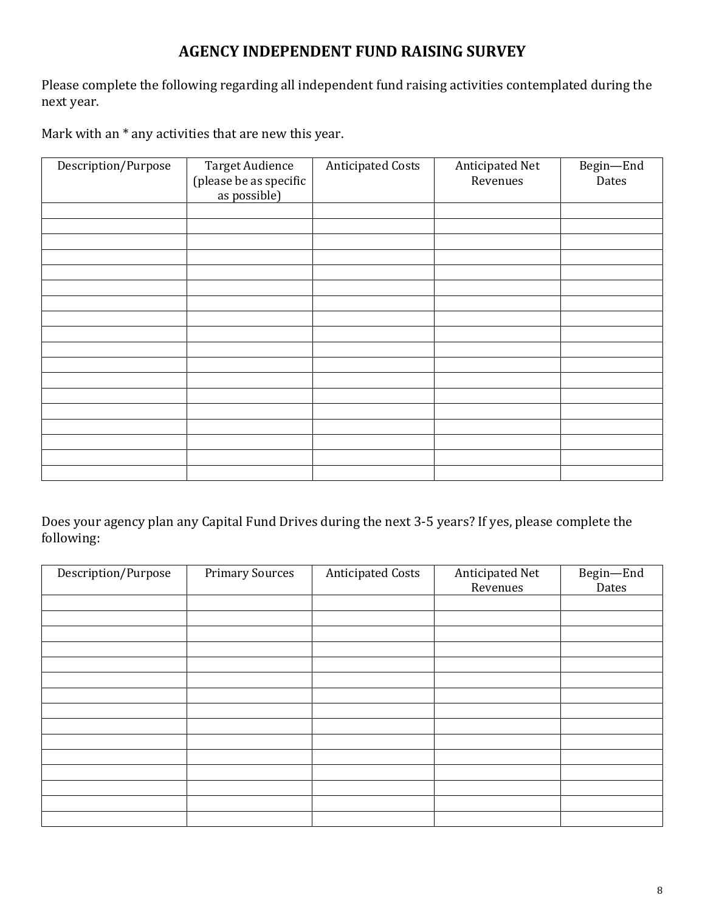# AGENCY INDEPENDENT FUND RAISING SURVEY

Please complete the following regarding all independent fund raising activities contemplated during the next year.

Mark with an * any activities that are new this year.

| Description/Purpose | Target Audience (please be as specific as possible) | Anticipated Costs | Anticipated Net Revenues | Begin—End Dates |
|---|---|---|---|---|
| | | | | |
| | | | | |
| | | | | |
| | | | | |
| | | | | |
| | | | | |
| | | | | |
| | | | | |
| | | | | |
| | | | | |
| | | | | |
| | | | | |
| | | | | |
| | | | | |
| | | | | |
| | | | | |
| | | | | |
| | | | | |

Does your agency plan any Capital Fund Drives during the next 3-5 years? If yes, please complete the following:

| Description/Purpose | Primary Sources | Anticipated Costs | Anticipated Net Revenues | Begin—End Dates |
|---|---|---|---|---|
| | | | | |
| | | | | |
| | | | | |
| | | | | |
| | | | | |
| | | | | |
| | | | | |
| | | | | |
| | | | | |
| | | | | |
| | | | | |
| | | | | |
| | | | | |
| | | | | |
| | | | | |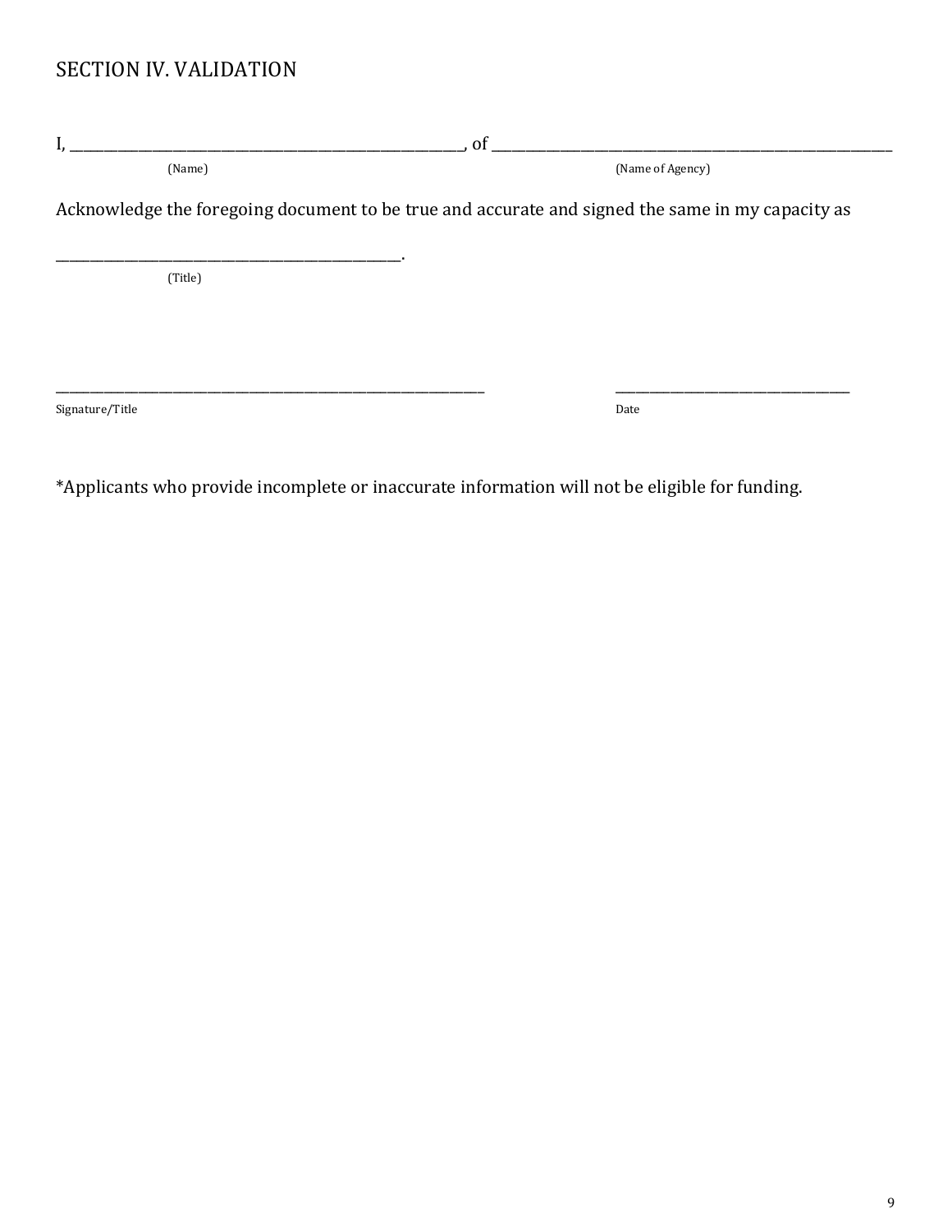## SECTION IV. VALIDATION

I, ______________________________________________, of ______________________________________________
(Name) (Name of Agency)

Acknowledge the foregoing document to be true and accurate and signed the same in my capacity as

______________________________________.
(Title)

______________________________________________ ______________________________
Signature/Title Date

*Applicants who provide incomplete or inaccurate information will not be eligible for funding.